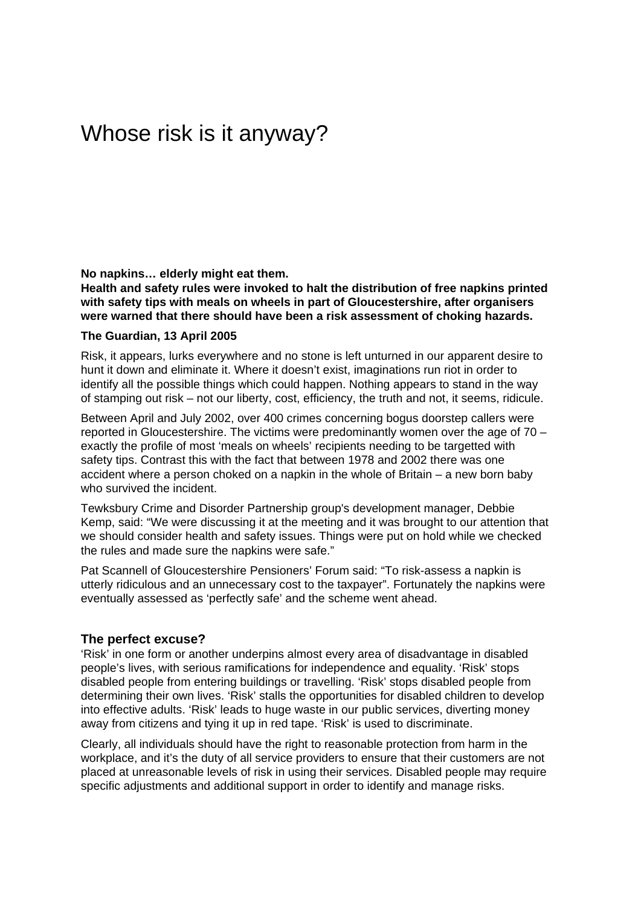# Whose risk is it anyway?

**No napkins… elderly might eat them.**
**Health and safety rules were invoked to halt the distribution of free napkins printed with safety tips with meals on wheels in part of Gloucestershire, after organisers were warned that there should have been a risk assessment of choking hazards.**

**The Guardian, 13 April 2005**

Risk, it appears, lurks everywhere and no stone is left unturned in our apparent desire to hunt it down and eliminate it. Where it doesn't exist, imaginations run riot in order to identify all the possible things which could happen. Nothing appears to stand in the way of stamping out risk – not our liberty, cost, efficiency, the truth and not, it seems, ridicule.

Between April and July 2002, over 400 crimes concerning bogus doorstep callers were reported in Gloucestershire. The victims were predominantly women over the age of 70 – exactly the profile of most 'meals on wheels' recipients needing to be targetted with safety tips. Contrast this with the fact that between 1978 and 2002 there was one accident where a person choked on a napkin in the whole of Britain – a new born baby who survived the incident.

Tewksbury Crime and Disorder Partnership group's development manager, Debbie Kemp, said: "We were discussing it at the meeting and it was brought to our attention that we should consider health and safety issues. Things were put on hold while we checked the rules and made sure the napkins were safe."

Pat Scannell of Gloucestershire Pensioners' Forum said: "To risk-assess a napkin is utterly ridiculous and an unnecessary cost to the taxpayer". Fortunately the napkins were eventually assessed as 'perfectly safe' and the scheme went ahead.

### The perfect excuse?

'Risk' in one form or another underpins almost every area of disadvantage in disabled people's lives, with serious ramifications for independence and equality. 'Risk' stops disabled people from entering buildings or travelling. 'Risk' stops disabled people from determining their own lives. 'Risk' stalls the opportunities for disabled children to develop into effective adults. 'Risk' leads to huge waste in our public services, diverting money away from citizens and tying it up in red tape. 'Risk' is used to discriminate.

Clearly, all individuals should have the right to reasonable protection from harm in the workplace, and it's the duty of all service providers to ensure that their customers are not placed at unreasonable levels of risk in using their services. Disabled people may require specific adjustments and additional support in order to identify and manage risks.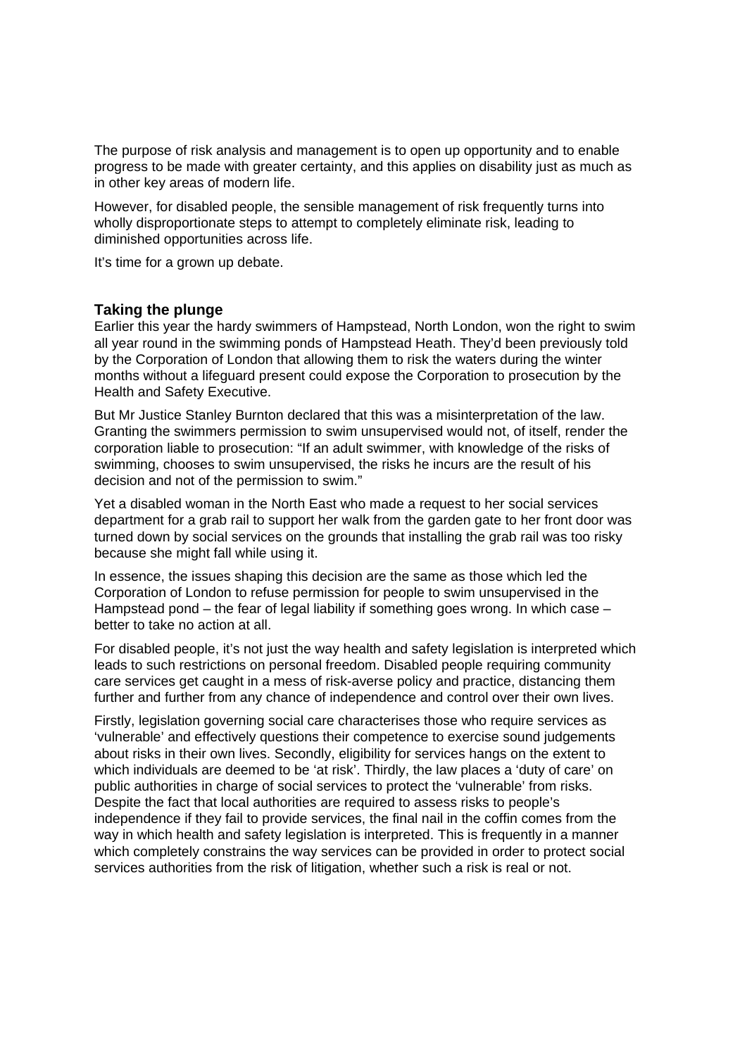The purpose of risk analysis and management is to open up opportunity and to enable progress to be made with greater certainty, and this applies on disability just as much as in other key areas of modern life.

However, for disabled people, the sensible management of risk frequently turns into wholly disproportionate steps to attempt to completely eliminate risk, leading to diminished opportunities across life.

It's time for a grown up debate.

### Taking the plunge

Earlier this year the hardy swimmers of Hampstead, North London, won the right to swim all year round in the swimming ponds of Hampstead Heath. They'd been previously told by the Corporation of London that allowing them to risk the waters during the winter months without a lifeguard present could expose the Corporation to prosecution by the Health and Safety Executive.

But Mr Justice Stanley Burnton declared that this was a misinterpretation of the law. Granting the swimmers permission to swim unsupervised would not, of itself, render the corporation liable to prosecution: "If an adult swimmer, with knowledge of the risks of swimming, chooses to swim unsupervised, the risks he incurs are the result of his decision and not of the permission to swim."

Yet a disabled woman in the North East who made a request to her social services department for a grab rail to support her walk from the garden gate to her front door was turned down by social services on the grounds that installing the grab rail was too risky because she might fall while using it.

In essence, the issues shaping this decision are the same as those which led the Corporation of London to refuse permission for people to swim unsupervised in the Hampstead pond – the fear of legal liability if something goes wrong. In which case – better to take no action at all.

For disabled people, it's not just the way health and safety legislation is interpreted which leads to such restrictions on personal freedom. Disabled people requiring community care services get caught in a mess of risk-averse policy and practice, distancing them further and further from any chance of independence and control over their own lives.

Firstly, legislation governing social care characterises those who require services as 'vulnerable' and effectively questions their competence to exercise sound judgements about risks in their own lives. Secondly, eligibility for services hangs on the extent to which individuals are deemed to be 'at risk'. Thirdly, the law places a 'duty of care' on public authorities in charge of social services to protect the 'vulnerable' from risks. Despite the fact that local authorities are required to assess risks to people's independence if they fail to provide services, the final nail in the coffin comes from the way in which health and safety legislation is interpreted. This is frequently in a manner which completely constrains the way services can be provided in order to protect social services authorities from the risk of litigation, whether such a risk is real or not.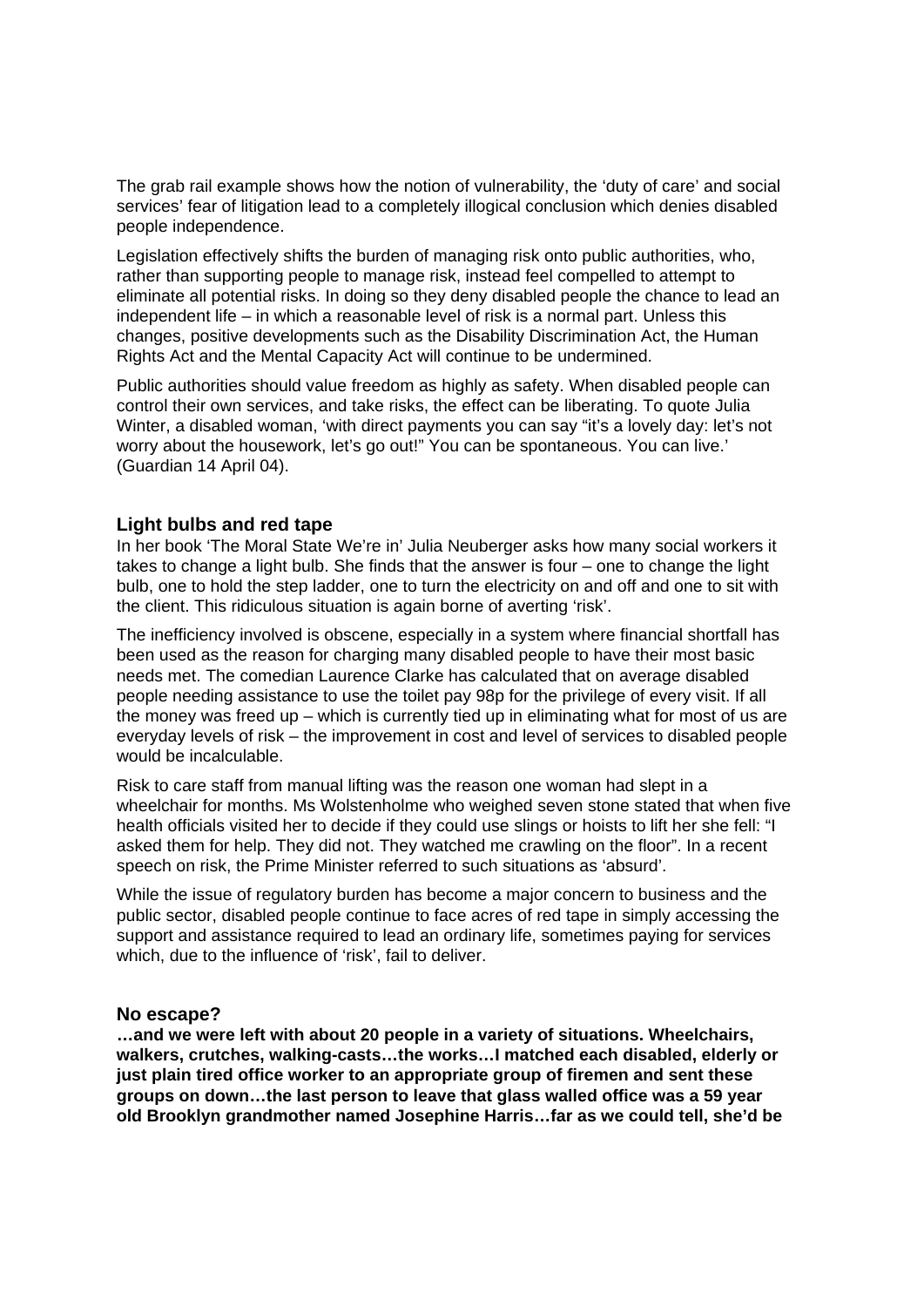The grab rail example shows how the notion of vulnerability, the 'duty of care' and social services' fear of litigation lead to a completely illogical conclusion which denies disabled people independence.

Legislation effectively shifts the burden of managing risk onto public authorities, who, rather than supporting people to manage risk, instead feel compelled to attempt to eliminate all potential risks. In doing so they deny disabled people the chance to lead an independent life – in which a reasonable level of risk is a normal part. Unless this changes, positive developments such as the Disability Discrimination Act, the Human Rights Act and the Mental Capacity Act will continue to be undermined.

Public authorities should value freedom as highly as safety. When disabled people can control their own services, and take risks, the effect can be liberating. To quote Julia Winter, a disabled woman, 'with direct payments you can say "it's a lovely day: let's not worry about the housework, let's go out!" You can be spontaneous. You can live.' (Guardian 14 April 04).

### Light bulbs and red tape

In her book 'The Moral State We're in' Julia Neuberger asks how many social workers it takes to change a light bulb. She finds that the answer is four – one to change the light bulb, one to hold the step ladder, one to turn the electricity on and off and one to sit with the client. This ridiculous situation is again borne of averting 'risk'.

The inefficiency involved is obscene, especially in a system where financial shortfall has been used as the reason for charging many disabled people to have their most basic needs met. The comedian Laurence Clarke has calculated that on average disabled people needing assistance to use the toilet pay 98p for the privilege of every visit. If all the money was freed up – which is currently tied up in eliminating what for most of us are everyday levels of risk – the improvement in cost and level of services to disabled people would be incalculable.

Risk to care staff from manual lifting was the reason one woman had slept in a wheelchair for months. Ms Wolstenholme who weighed seven stone stated that when five health officials visited her to decide if they could use slings or hoists to lift her she fell: "I asked them for help. They did not. They watched me crawling on the floor". In a recent speech on risk, the Prime Minister referred to such situations as 'absurd'.

While the issue of regulatory burden has become a major concern to business and the public sector, disabled people continue to face acres of red tape in simply accessing the support and assistance required to lead an ordinary life, sometimes paying for services which, due to the influence of 'risk', fail to deliver.

### No escape?

**…and we were left with about 20 people in a variety of situations. Wheelchairs, walkers, crutches, walking-casts…the works…I matched each disabled, elderly or just plain tired office worker to an appropriate group of firemen and sent these groups on down…the last person to leave that glass walled office was a 59 year old Brooklyn grandmother named Josephine Harris…far as we could tell, she'd be**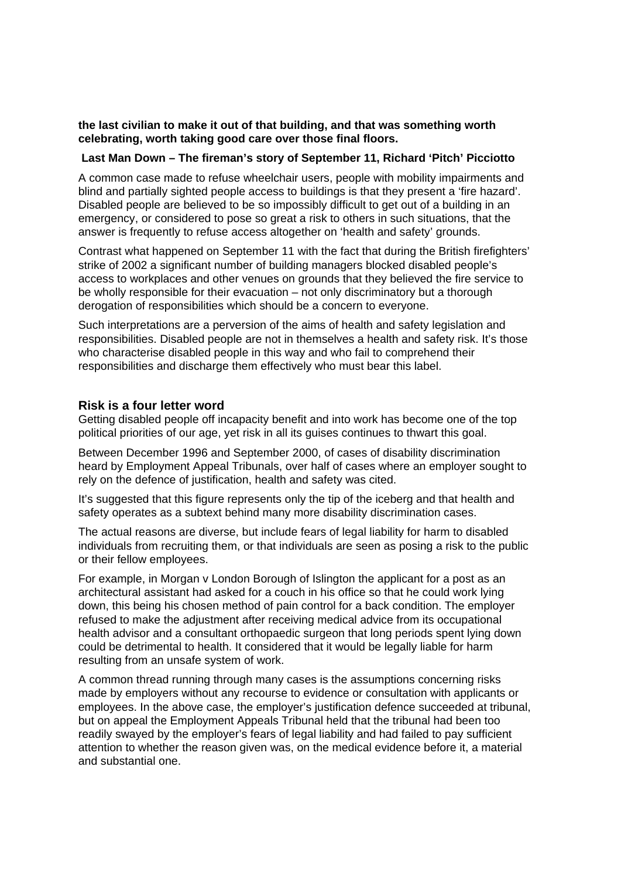**the last civilian to make it out of that building, and that was something worth celebrating, worth taking good care over those final floors.**

**Last Man Down – The fireman's story of September 11, Richard 'Pitch' Picciotto**

A common case made to refuse wheelchair users, people with mobility impairments and blind and partially sighted people access to buildings is that they present a 'fire hazard'. Disabled people are believed to be so impossibly difficult to get out of a building in an emergency, or considered to pose so great a risk to others in such situations, that the answer is frequently to refuse access altogether on 'health and safety' grounds.

Contrast what happened on September 11 with the fact that during the British firefighters' strike of 2002 a significant number of building managers blocked disabled people's access to workplaces and other venues on grounds that they believed the fire service to be wholly responsible for their evacuation – not only discriminatory but a thorough derogation of responsibilities which should be a concern to everyone.

Such interpretations are a perversion of the aims of health and safety legislation and responsibilities. Disabled people are not in themselves a health and safety risk. It's those who characterise disabled people in this way and who fail to comprehend their responsibilities and discharge them effectively who must bear this label.

### Risk is a four letter word

Getting disabled people off incapacity benefit and into work has become one of the top political priorities of our age, yet risk in all its guises continues to thwart this goal.

Between December 1996 and September 2000, of cases of disability discrimination heard by Employment Appeal Tribunals, over half of cases where an employer sought to rely on the defence of justification, health and safety was cited.

It's suggested that this figure represents only the tip of the iceberg and that health and safety operates as a subtext behind many more disability discrimination cases.

The actual reasons are diverse, but include fears of legal liability for harm to disabled individuals from recruiting them, or that individuals are seen as posing a risk to the public or their fellow employees.

For example, in Morgan v London Borough of Islington the applicant for a post as an architectural assistant had asked for a couch in his office so that he could work lying down, this being his chosen method of pain control for a back condition. The employer refused to make the adjustment after receiving medical advice from its occupational health advisor and a consultant orthopaedic surgeon that long periods spent lying down could be detrimental to health. It considered that it would be legally liable for harm resulting from an unsafe system of work.

A common thread running through many cases is the assumptions concerning risks made by employers without any recourse to evidence or consultation with applicants or employees. In the above case, the employer's justification defence succeeded at tribunal, but on appeal the Employment Appeals Tribunal held that the tribunal had been too readily swayed by the employer's fears of legal liability and had failed to pay sufficient attention to whether the reason given was, on the medical evidence before it, a material and substantial one.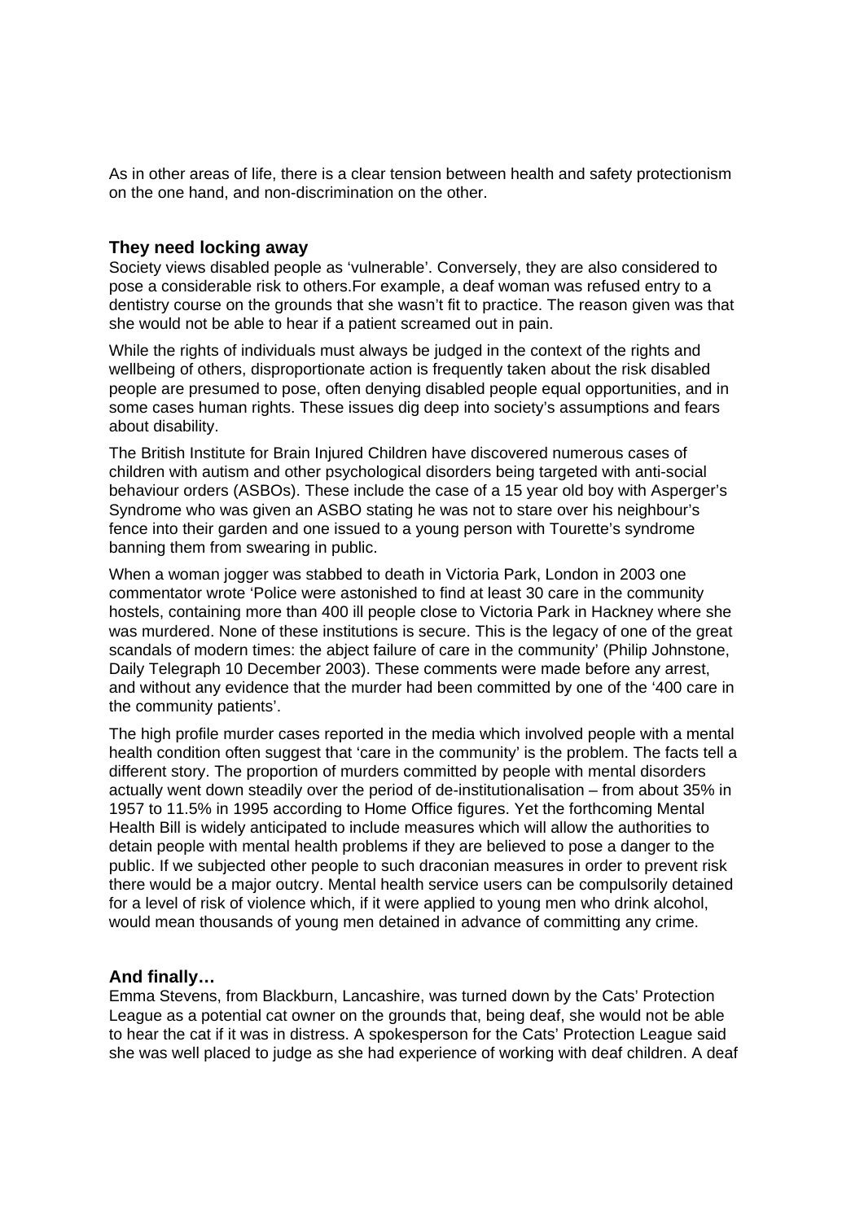As in other areas of life, there is a clear tension between health and safety protectionism on the one hand, and non-discrimination on the other.

### They need locking away

Society views disabled people as 'vulnerable'. Conversely, they are also considered to pose a considerable risk to others.For example, a deaf woman was refused entry to a dentistry course on the grounds that she wasn't fit to practice. The reason given was that she would not be able to hear if a patient screamed out in pain.

While the rights of individuals must always be judged in the context of the rights and wellbeing of others, disproportionate action is frequently taken about the risk disabled people are presumed to pose, often denying disabled people equal opportunities, and in some cases human rights. These issues dig deep into society's assumptions and fears about disability.

The British Institute for Brain Injured Children have discovered numerous cases of children with autism and other psychological disorders being targeted with anti-social behaviour orders (ASBOs). These include the case of a 15 year old boy with Asperger's Syndrome who was given an ASBO stating he was not to stare over his neighbour's fence into their garden and one issued to a young person with Tourette's syndrome banning them from swearing in public.

When a woman jogger was stabbed to death in Victoria Park, London in 2003 one commentator wrote 'Police were astonished to find at least 30 care in the community hostels, containing more than 400 ill people close to Victoria Park in Hackney where she was murdered. None of these institutions is secure. This is the legacy of one of the great scandals of modern times: the abject failure of care in the community' (Philip Johnstone, Daily Telegraph 10 December 2003). These comments were made before any arrest, and without any evidence that the murder had been committed by one of the '400 care in the community patients'.

The high profile murder cases reported in the media which involved people with a mental health condition often suggest that 'care in the community' is the problem. The facts tell a different story. The proportion of murders committed by people with mental disorders actually went down steadily over the period of de-institutionalisation – from about 35% in 1957 to 11.5% in 1995 according to Home Office figures. Yet the forthcoming Mental Health Bill is widely anticipated to include measures which will allow the authorities to detain people with mental health problems if they are believed to pose a danger to the public. If we subjected other people to such draconian measures in order to prevent risk there would be a major outcry. Mental health service users can be compulsorily detained for a level of risk of violence which, if it were applied to young men who drink alcohol, would mean thousands of young men detained in advance of committing any crime.

### And finally…

Emma Stevens, from Blackburn, Lancashire, was turned down by the Cats' Protection League as a potential cat owner on the grounds that, being deaf, she would not be able to hear the cat if it was in distress. A spokesperson for the Cats' Protection League said she was well placed to judge as she had experience of working with deaf children. A deaf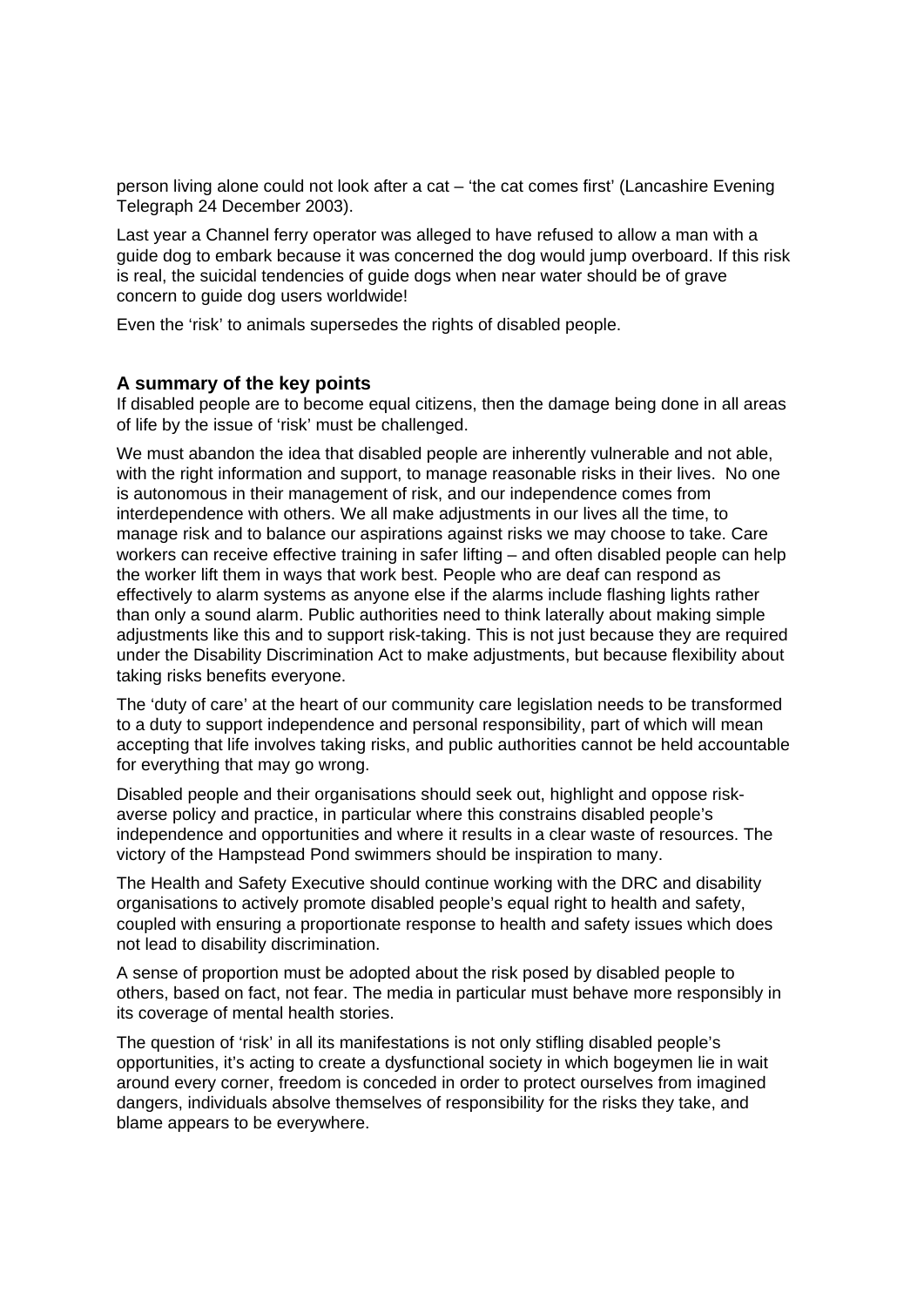person living alone could not look after a cat – 'the cat comes first' (Lancashire Evening Telegraph 24 December 2003).

Last year a Channel ferry operator was alleged to have refused to allow a man with a guide dog to embark because it was concerned the dog would jump overboard. If this risk is real, the suicidal tendencies of guide dogs when near water should be of grave concern to guide dog users worldwide!

Even the 'risk' to animals supersedes the rights of disabled people.

### A summary of the key points

If disabled people are to become equal citizens, then the damage being done in all areas of life by the issue of 'risk' must be challenged.

We must abandon the idea that disabled people are inherently vulnerable and not able, with the right information and support, to manage reasonable risks in their lives. No one is autonomous in their management of risk, and our independence comes from interdependence with others. We all make adjustments in our lives all the time, to manage risk and to balance our aspirations against risks we may choose to take. Care workers can receive effective training in safer lifting – and often disabled people can help the worker lift them in ways that work best. People who are deaf can respond as effectively to alarm systems as anyone else if the alarms include flashing lights rather than only a sound alarm. Public authorities need to think laterally about making simple adjustments like this and to support risk-taking. This is not just because they are required under the Disability Discrimination Act to make adjustments, but because flexibility about taking risks benefits everyone.

The 'duty of care' at the heart of our community care legislation needs to be transformed to a duty to support independence and personal responsibility, part of which will mean accepting that life involves taking risks, and public authorities cannot be held accountable for everything that may go wrong.

Disabled people and their organisations should seek out, highlight and oppose risk-averse policy and practice, in particular where this constrains disabled people's independence and opportunities and where it results in a clear waste of resources. The victory of the Hampstead Pond swimmers should be inspiration to many.

The Health and Safety Executive should continue working with the DRC and disability organisations to actively promote disabled people's equal right to health and safety, coupled with ensuring a proportionate response to health and safety issues which does not lead to disability discrimination.

A sense of proportion must be adopted about the risk posed by disabled people to others, based on fact, not fear. The media in particular must behave more responsibly in its coverage of mental health stories.

The question of 'risk' in all its manifestations is not only stifling disabled people's opportunities, it's acting to create a dysfunctional society in which bogeymen lie in wait around every corner, freedom is conceded in order to protect ourselves from imagined dangers, individuals absolve themselves of responsibility for the risks they take, and blame appears to be everywhere.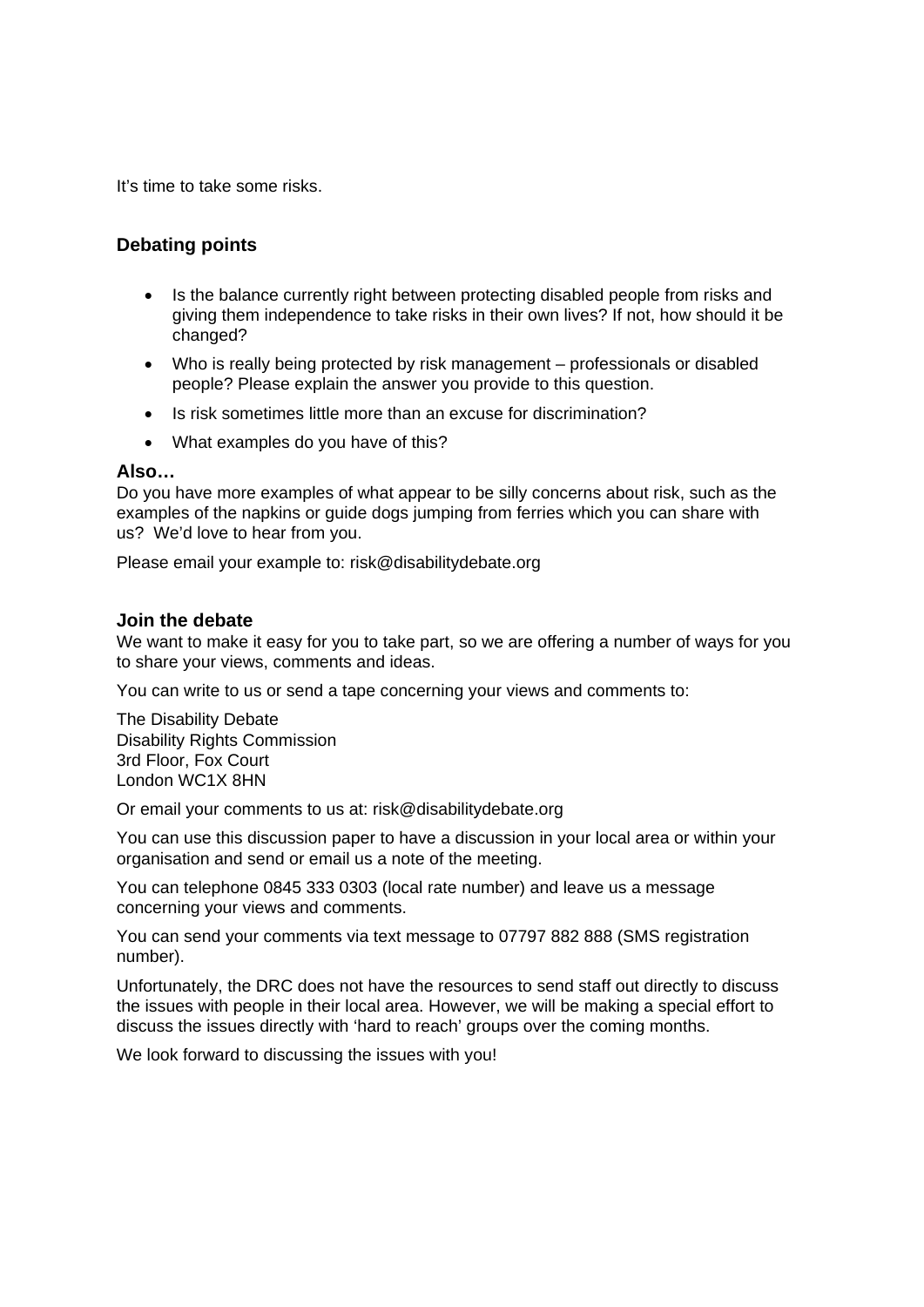It's time to take some risks.

### Debating points

- Is the balance currently right between protecting disabled people from risks and giving them independence to take risks in their own lives? If not, how should it be changed?
- Who is really being protected by risk management – professionals or disabled people? Please explain the answer you provide to this question.
- Is risk sometimes little more than an excuse for discrimination?
- What examples do you have of this?

### Also…

Do you have more examples of what appear to be silly concerns about risk, such as the examples of the napkins or guide dogs jumping from ferries which you can share with us? We'd love to hear from you.

Please email your example to: risk@disabilitydebate.org

### Join the debate

We want to make it easy for you to take part, so we are offering a number of ways for you to share your views, comments and ideas.

You can write to us or send a tape concerning your views and comments to:

The Disability Debate
Disability Rights Commission
3rd Floor, Fox Court
London WC1X 8HN

Or email your comments to us at: risk@disabilitydebate.org

You can use this discussion paper to have a discussion in your local area or within your organisation and send or email us a note of the meeting.

You can telephone 0845 333 0303 (local rate number) and leave us a message concerning your views and comments.

You can send your comments via text message to 07797 882 888 (SMS registration number).

Unfortunately, the DRC does not have the resources to send staff out directly to discuss the issues with people in their local area. However, we will be making a special effort to discuss the issues directly with 'hard to reach' groups over the coming months.

We look forward to discussing the issues with you!